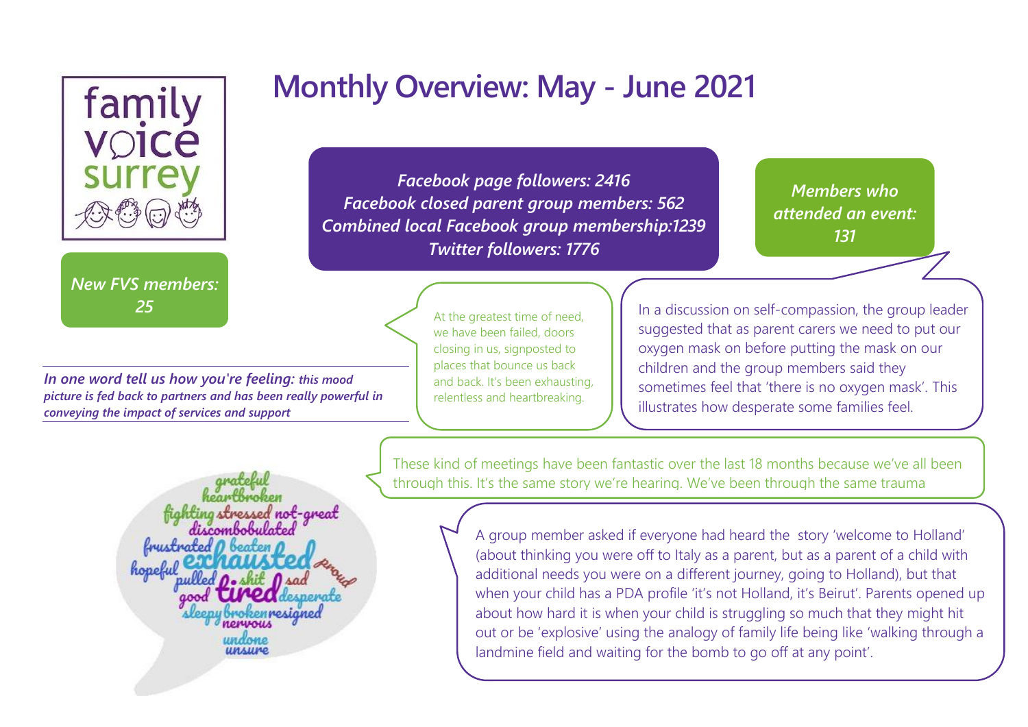# Monthly Overview: May - June 2021

family voice surrey

*Facebook page followers: 2416*
*Facebook closed parent group members: 562*
*Combined local Facebook group membership:1239*
*Twitter followers: 1776*

*Members who attended an event: 131*

*New FVS members: 25*

***In one word tell us how you're feeling:** this mood picture is fed back to partners and has been really powerful in conveying the impact of services and support*

grateful
heartbroken
fighting stressed not-great
discombobulated
frustrated beaten
hopeful exhausted proud
pulled shit sad
good tired desperate
sleepy broken resigned
nervous
undone
unsure

At the greatest time of need, we have been failed, doors closing in us, signposted to places that bounce us back and back. It's been exhausting, relentless and heartbreaking.

In a discussion on self-compassion, the group leader suggested that as parent carers we need to put our oxygen mask on before putting the mask on our children and the group members said they sometimes feel that 'there is no oxygen mask'. This illustrates how desperate some families feel.

These kind of meetings have been fantastic over the last 18 months because we've all been through this. It's the same story we're hearing. We've been through the same trauma

A group member asked if everyone had heard the story 'welcome to Holland' (about thinking you were off to Italy as a parent, but as a parent of a child with additional needs you were on a different journey, going to Holland), but that when your child has a PDA profile 'it's not Holland, it's Beirut'. Parents opened up about how hard it is when your child is struggling so much that they might hit out or be 'explosive' using the analogy of family life being like 'walking through a landmine field and waiting for the bomb to go off at any point'.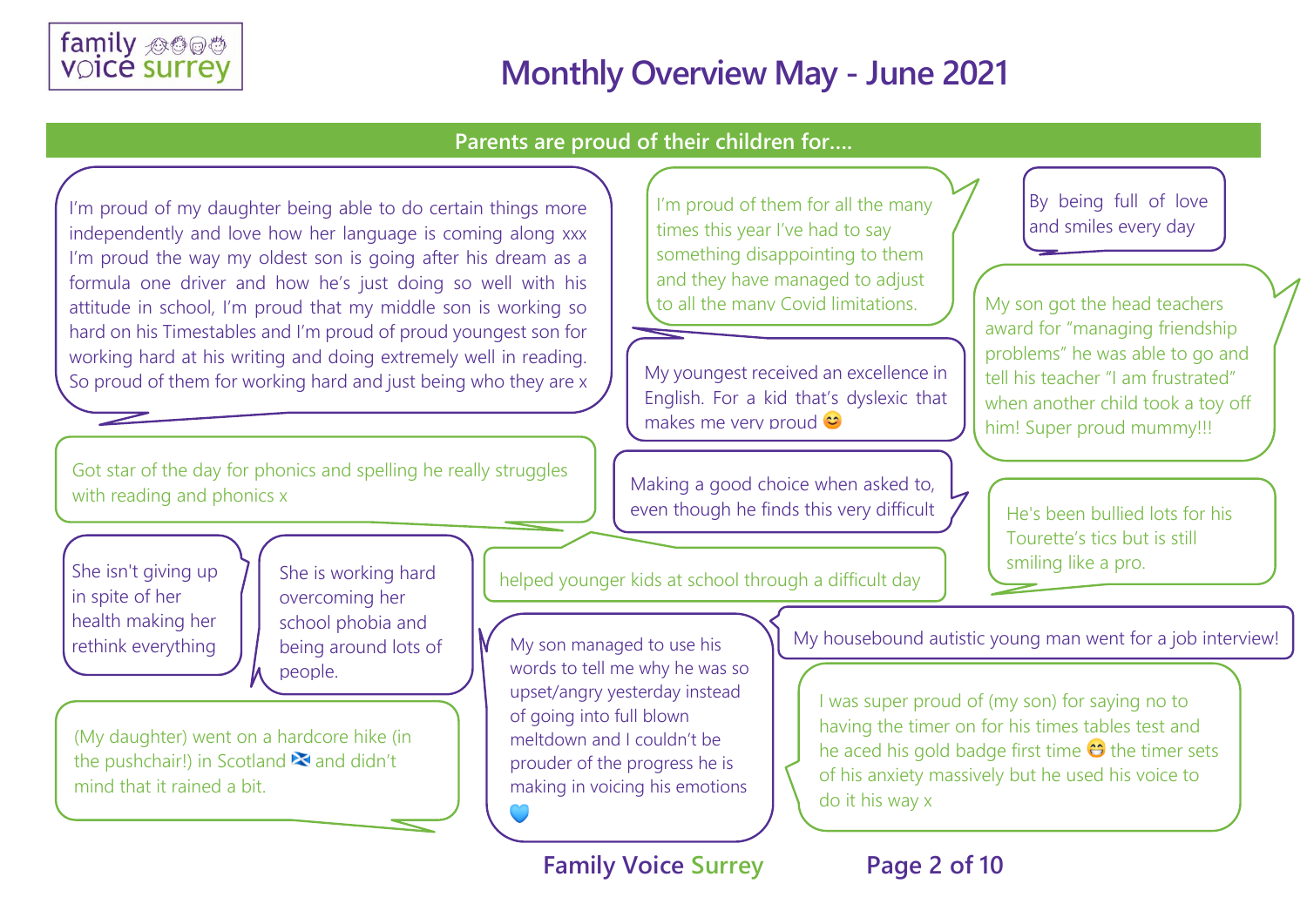# Monthly Overview May - June 2021

## Parents are proud of their children for....

I'm proud of my daughter being able to do certain things more independently and love how her language is coming along xxx I'm proud the way my oldest son is going after his dream as a formula one driver and how he's just doing so well with his attitude in school, I'm proud that my middle son is working so hard on his Timestables and I'm proud of proud youngest son for working hard at his writing and doing extremely well in reading. So proud of them for working hard and just being who they are x

I'm proud of them for all the many times this year I've had to say something disappointing to them and they have managed to adjust to all the many Covid limitations.

By being full of love and smiles every day

My son got the head teachers award for "managing friendship problems" he was able to go and tell his teacher "I am frustrated" when another child took a toy off him! Super proud mummy!!!

My youngest received an excellence in English. For a kid that's dyslexic that makes me very proud 😊

Got star of the day for phonics and spelling he really struggles with reading and phonics x

Making a good choice when asked to, even though he finds this very difficult

He's been bullied lots for his Tourette's tics but is still smiling like a pro.

She isn't giving up in spite of her health making her rethink everything

She is working hard overcoming her school phobia and being around lots of people.

helped younger kids at school through a difficult day

My housebound autistic young man went for a job interview!

My son managed to use his words to tell me why he was so upset/angry yesterday instead of going into full blown meltdown and I couldn't be prouder of the progress he is making in voicing his emotions 💙

(My daughter) went on a hardcore hike (in the pushchair!) in Scotland 🏴󠁧󠁢󠁳󠁣󠁴󠁿 and didn't mind that it rained a bit.

I was super proud of (my son) for saying no to having the timer on for his times tables test and he aced his gold badge first time 😁 the timer sets of his anxiety massively but he used his voice to do it his way x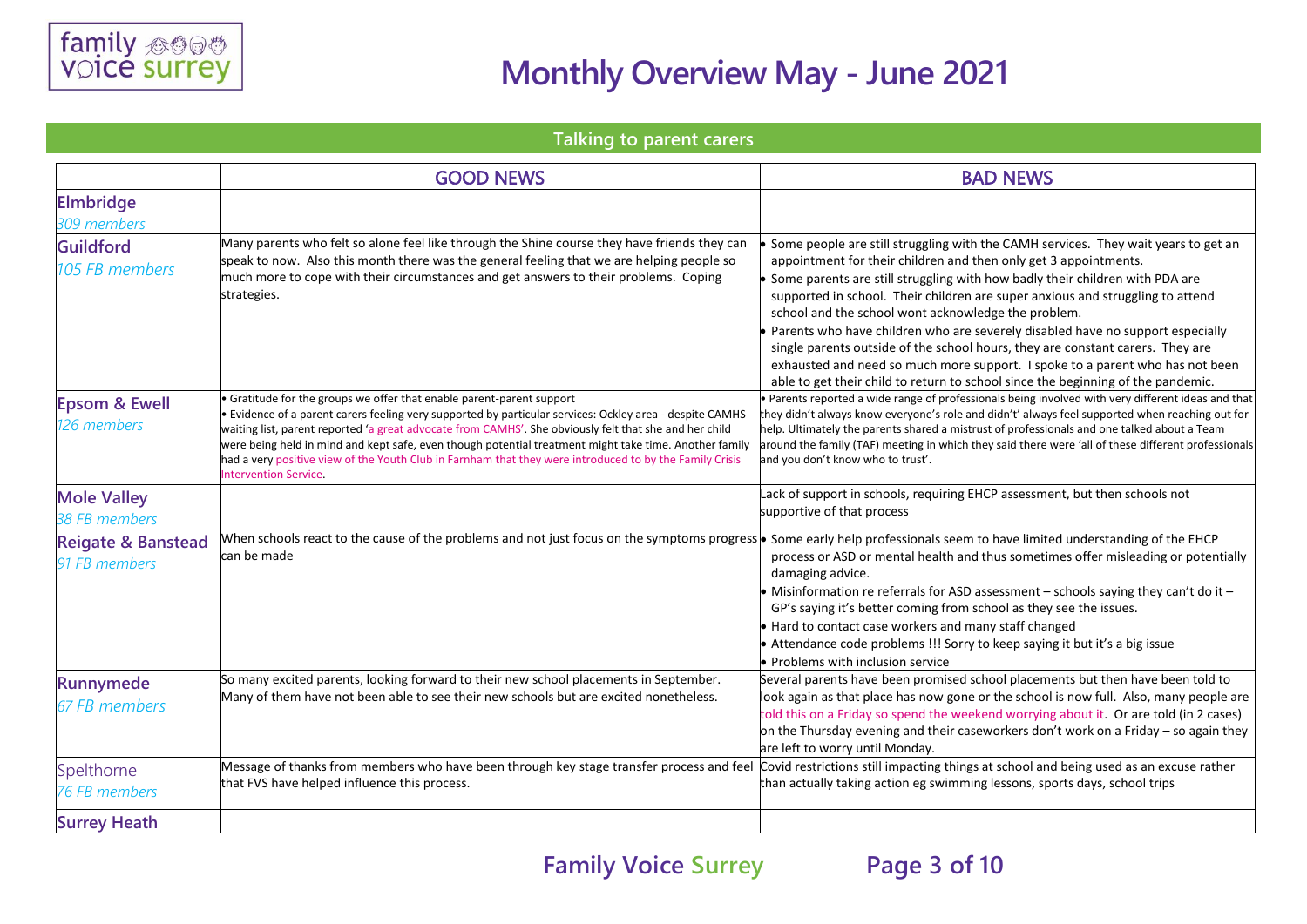# Monthly Overview May - June 2021

## Talking to parent carers

| | GOOD NEWS | BAD NEWS |
|---|---|---|
| **Elmbridge** *309 members* | | |
| **Guildford** *105 FB members* | Many parents who felt so alone feel like through the Shine course they have friends they can speak to now. Also this month there was the general feeling that we are helping people so much more to cope with their circumstances and get answers to their problems. Coping strategies. | • Some people are still struggling with the CAMH services. They wait years to get an appointment for their children and then only get 3 appointments. • Some parents are still struggling with how badly their children with PDA are supported in school. Their children are super anxious and struggling to attend school and the school wont acknowledge the problem. • Parents who have children who are severely disabled have no support especially single parents outside of the school hours, they are constant carers. They are exhausted and need so much more support. I spoke to a parent who has not been able to get their child to return to school since the beginning of the pandemic. |
| **Epsom & Ewell** *126 members* | • Gratitude for the groups we offer that enable parent-parent support • Evidence of a parent carers feeling very supported by particular services: Ockley area - despite CAMHS waiting list, parent reported 'a great advocate from CAMHS'. She obviously felt that she and her child were being held in mind and kept safe, even though potential treatment might take time. Another family had a very positive view of the Youth Club in Farnham that they were introduced to by the Family Crisis Intervention Service. | • Parents reported a wide range of professionals being involved with very different ideas and that they didn't always know everyone's role and didn't' always feel supported when reaching out for help. Ultimately the parents shared a mistrust of professionals and one talked about a Team around the family (TAF) meeting in which they said there were 'all of these different professionals and you don't know who to trust'. |
| **Mole Valley** *38 FB members* | | Lack of support in schools, requiring EHCP assessment, but then schools not supportive of that process |
| **Reigate & Banstead** *91 FB members* | When schools react to the cause of the problems and not just focus on the symptoms progress can be made | • Some early help professionals seem to have limited understanding of the EHCP process or ASD or mental health and thus sometimes offer misleading or potentially damaging advice. • Misinformation re referrals for ASD assessment – schools saying they can't do it – GP's saying it's better coming from school as they see the issues. • Hard to contact case workers and many staff changed • Attendance code problems !!! Sorry to keep saying it but it's a big issue • Problems with inclusion service |
| **Runnymede** *67 FB members* | So many excited parents, looking forward to their new school placements in September. Many of them have not been able to see their new schools but are excited nonetheless. | Several parents have been promised school placements but then have been told to look again as that place has now gone or the school is now full. Also, many people are told this on a Friday so spend the weekend worrying about it. Or are told (in 2 cases) on the Thursday evening and their caseworkers don't work on a Friday – so again they are left to worry until Monday. |
| Spelthorne *76 FB members* | Message of thanks from members who have been through key stage transfer process and feel that FVS have helped influence this process. | Covid restrictions still impacting things at school and being used as an excuse rather than actually taking action eg swimming lessons, sports days, school trips |
| **Surrey Heath** | | |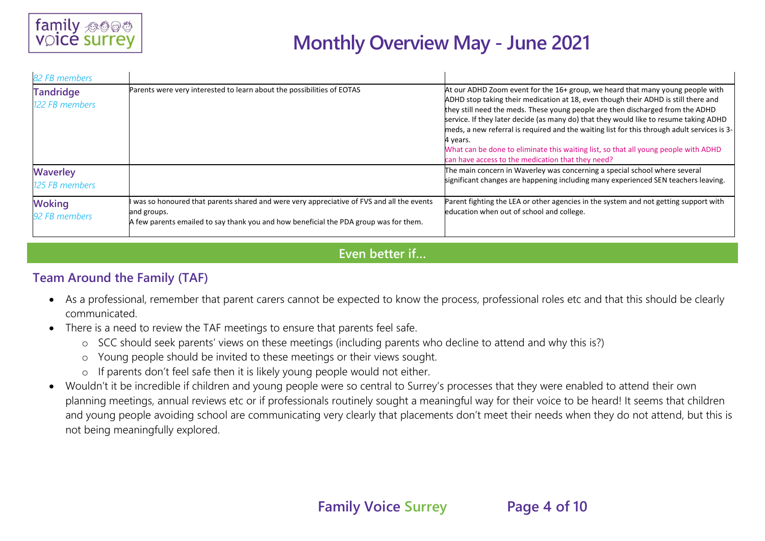| | | |
|---|---|---|
| *82 FB members* | | |
| **Tandridge**<br>*122 FB members* | Parents were very interested to learn about the possibilities of EOTAS | At our ADHD Zoom event for the 16+ group, we heard that many young people with ADHD stop taking their medication at 18, even though their ADHD is still there and they still need the meds. These young people are then discharged from the ADHD service. If they later decide (as many do) that they would like to resume taking ADHD meds, a new referral is required and the waiting list for this through adult services is 3-4 years.<br>What can be done to eliminate this waiting list, so that all young people with ADHD can have access to the medication that they need? |
| **Waverley**<br>*125 FB members* | | The main concern in Waverley was concerning a special school where several significant changes are happening including many experienced SEN teachers leaving. |
| **Woking**<br>*92 FB members* | I was so honoured that parents shared and were very appreciative of FVS and all the events and groups.<br>A few parents emailed to say thank you and how beneficial the PDA group was for them. | Parent fighting the LEA or other agencies in the system and not getting support with education when out of school and college. |

## Even better if…

### Team Around the Family (TAF)

- As a professional, remember that parent carers cannot be expected to know the process, professional roles etc and that this should be clearly communicated.
- There is a need to review the TAF meetings to ensure that parents feel safe.
  - SCC should seek parents' views on these meetings (including parents who decline to attend and why this is?)
  - Young people should be invited to these meetings or their views sought.
  - If parents don't feel safe then it is likely young people would not either.
- Wouldn't it be incredible if children and young people were so central to Surrey's processes that they were enabled to attend their own planning meetings, annual reviews etc or if professionals routinely sought a meaningful way for their voice to be heard! It seems that children and young people avoiding school are communicating very clearly that placements don't meet their needs when they do not attend, but this is not being meaningfully explored.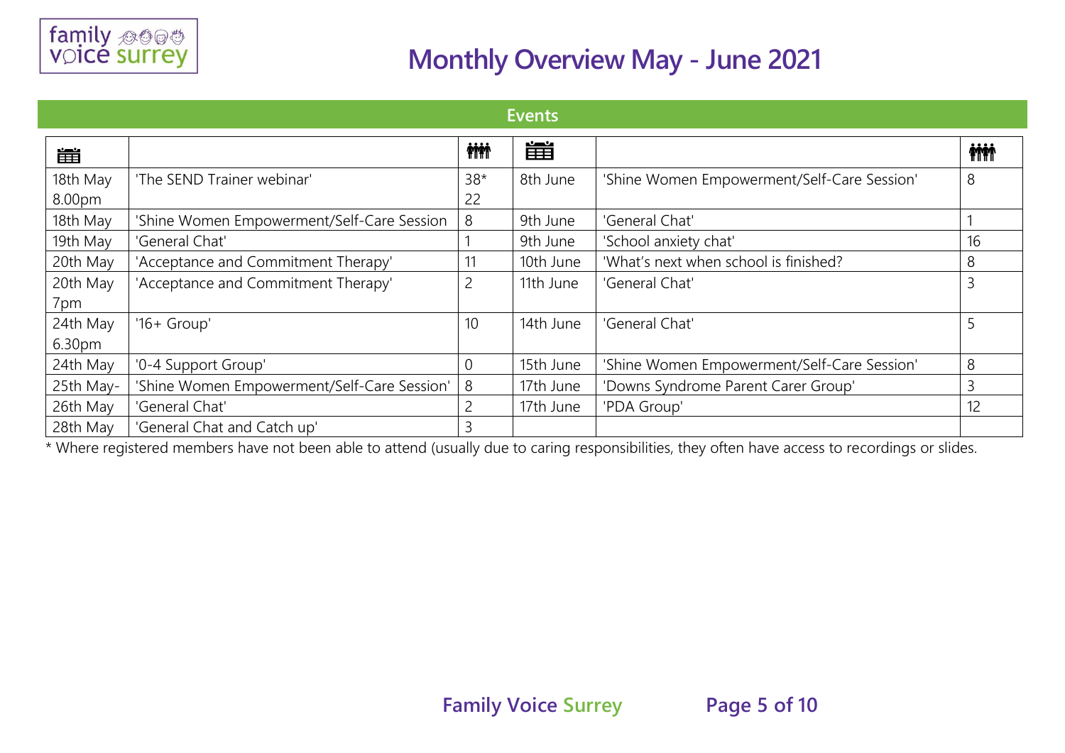# Monthly Overview May - June 2021

## Events

| | | | | | |
|---|---|---|---|---|---|
| 18th May 8.00pm | 'The SEND Trainer webinar' | 38* 22 | 8th June | 'Shine Women Empowerment/Self-Care Session' | 8 |
| 18th May | 'Shine Women Empowerment/Self-Care Session | 8 | 9th June | 'General Chat' | 1 |
| 19th May | 'General Chat' | 1 | 9th June | 'School anxiety chat' | 16 |
| 20th May | 'Acceptance and Commitment Therapy' | 11 | 10th June | 'What's next when school is finished? | 8 |
| 20th May 7pm | 'Acceptance and Commitment Therapy' | 2 | 11th June | 'General Chat' | 3 |
| 24th May 6.30pm | '16+ Group' | 10 | 14th June | 'General Chat' | 5 |
| 24th May | '0-4 Support Group' | 0 | 15th June | 'Shine Women Empowerment/Self-Care Session' | 8 |
| 25th May- | 'Shine Women Empowerment/Self-Care Session' | 8 | 17th June | 'Downs Syndrome Parent Carer Group' | 3 |
| 26th May | 'General Chat' | 2 | 17th June | 'PDA Group' | 12 |
| 28th May | 'General Chat and Catch up' | 3 | | | |

* Where registered members have not been able to attend (usually due to caring responsibilities, they often have access to recordings or slides.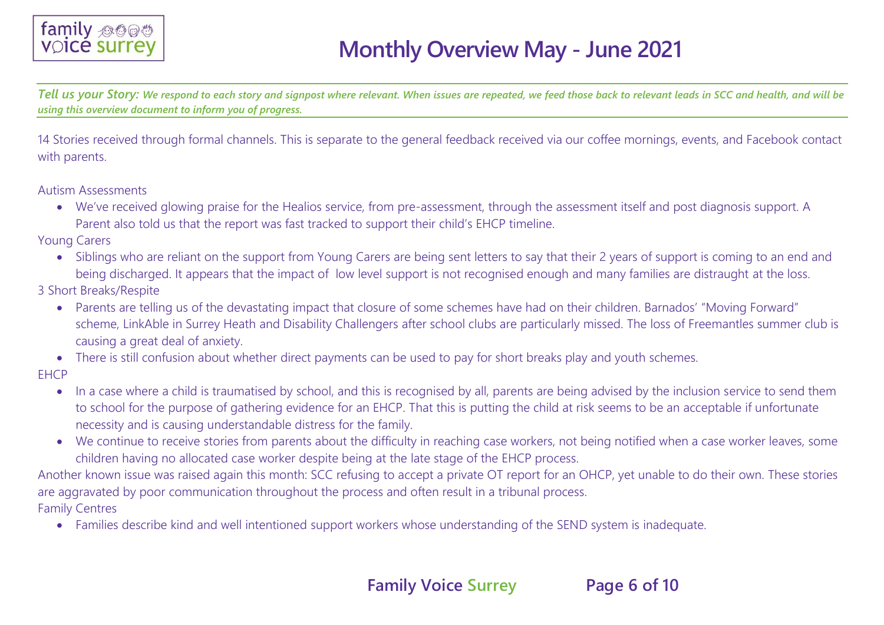# Monthly Overview May - June 2021

***Tell us your Story:** We respond to each story and signpost where relevant. When issues are repeated, we feed those back to relevant leads in SCC and health, and will be using this overview document to inform you of progress.*

14 Stories received through formal channels. This is separate to the general feedback received via our coffee mornings, events, and Facebook contact with parents.

Autism Assessments

- We've received glowing praise for the Healios service, from pre-assessment, through the assessment itself and post diagnosis support. A Parent also told us that the report was fast tracked to support their child's EHCP timeline.

Young Carers

- Siblings who are reliant on the support from Young Carers are being sent letters to say that their 2 years of support is coming to an end and being discharged. It appears that the impact of low level support is not recognised enough and many families are distraught at the loss.

3 Short Breaks/Respite

- Parents are telling us of the devastating impact that closure of some schemes have had on their children. Barnados' "Moving Forward" scheme, LinkAble in Surrey Heath and Disability Challengers after school clubs are particularly missed. The loss of Freemantles summer club is causing a great deal of anxiety.
- There is still confusion about whether direct payments can be used to pay for short breaks play and youth schemes.

EHCP

- In a case where a child is traumatised by school, and this is recognised by all, parents are being advised by the inclusion service to send them to school for the purpose of gathering evidence for an EHCP. That this is putting the child at risk seems to be an acceptable if unfortunate necessity and is causing understandable distress for the family.
- We continue to receive stories from parents about the difficulty in reaching case workers, not being notified when a case worker leaves, some children having no allocated case worker despite being at the late stage of the EHCP process.

Another known issue was raised again this month: SCC refusing to accept a private OT report for an OHCP, yet unable to do their own. These stories are aggravated by poor communication throughout the process and often result in a tribunal process.

Family Centres

- Families describe kind and well intentioned support workers whose understanding of the SEND system is inadequate.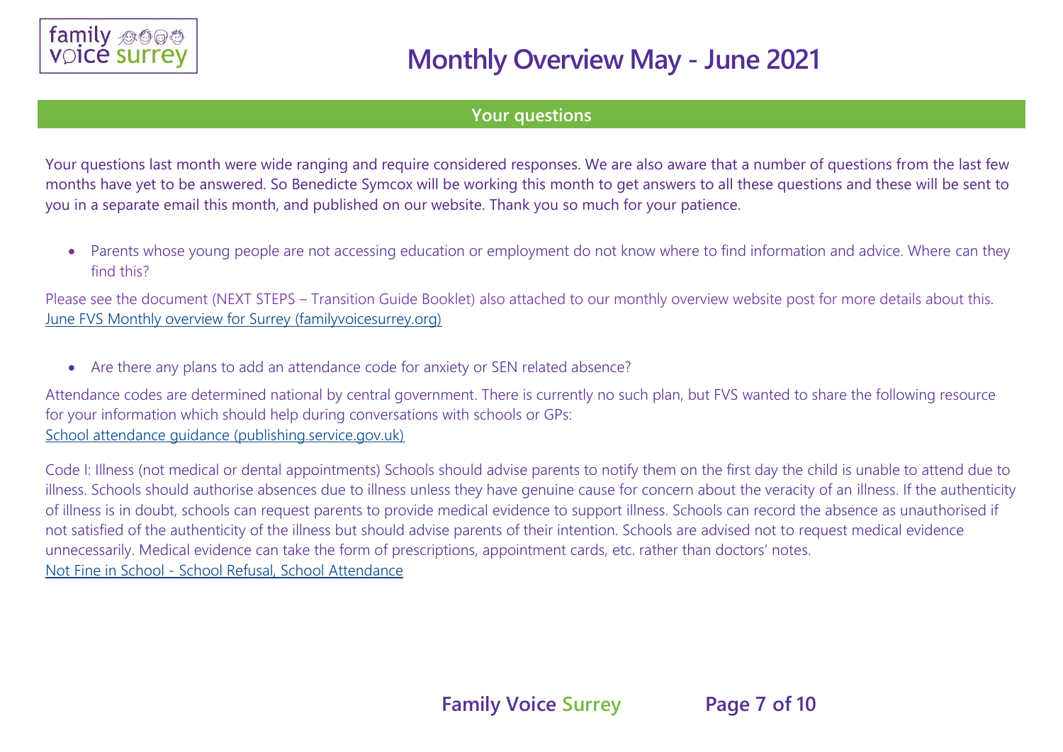## Your questions

Your questions last month were wide ranging and require considered responses. We are also aware that a number of questions from the last few months have yet to be answered. So Benedicte Symcox will be working this month to get answers to all these questions and these will be sent to you in a separate email this month, and published on our website. Thank you so much for your patience.

- Parents whose young people are not accessing education or employment do not know where to find information and advice. Where can they find this?

Please see the document (NEXT STEPS – Transition Guide Booklet) also attached to our monthly overview website post for more details about this.
June FVS Monthly overview for Surrey (familyvoicesurrey.org)

- Are there any plans to add an attendance code for anxiety or SEN related absence?

Attendance codes are determined national by central government. There is currently no such plan, but FVS wanted to share the following resource for your information which should help during conversations with schools or GPs:
School attendance guidance (publishing.service.gov.uk)

Code I: Illness (not medical or dental appointments) Schools should advise parents to notify them on the first day the child is unable to attend due to illness. Schools should authorise absences due to illness unless they have genuine cause for concern about the veracity of an illness. If the authenticity of illness is in doubt, schools can request parents to provide medical evidence to support illness. Schools can record the absence as unauthorised if not satisfied of the authenticity of the illness but should advise parents of their intention. Schools are advised not to request medical evidence unnecessarily. Medical evidence can take the form of prescriptions, appointment cards, etc. rather than doctors' notes.
Not Fine in School - School Refusal, School Attendance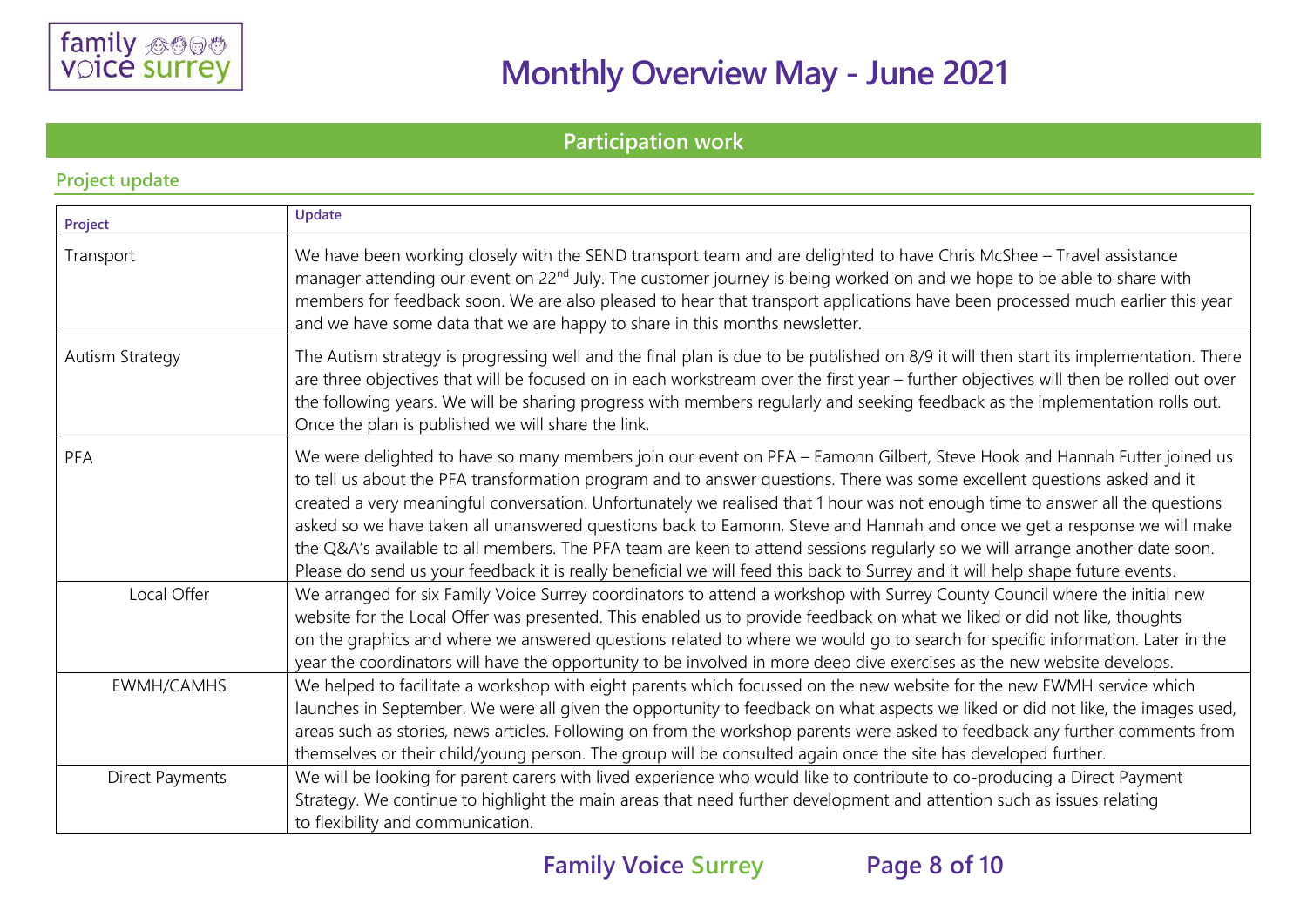# Monthly Overview May - June 2021

## Participation work

### Project update

| Project | Update |
|---|---|
| Transport | We have been working closely with the SEND transport team and are delighted to have Chris McShee – Travel assistance manager attending our event on 22nd July. The customer journey is being worked on and we hope to be able to share with members for feedback soon. We are also pleased to hear that transport applications have been processed much earlier this year and we have some data that we are happy to share in this months newsletter. |
| Autism Strategy | The Autism strategy is progressing well and the final plan is due to be published on 8/9 it will then start its implementation. There are three objectives that will be focused on in each workstream over the first year – further objectives will then be rolled out over the following years. We will be sharing progress with members regularly and seeking feedback as the implementation rolls out. Once the plan is published we will share the link. |
| PFA | We were delighted to have so many members join our event on PFA – Eamonn Gilbert, Steve Hook and Hannah Futter joined us to tell us about the PFA transformation program and to answer questions. There was some excellent questions asked and it created a very meaningful conversation. Unfortunately we realised that 1 hour was not enough time to answer all the questions asked so we have taken all unanswered questions back to Eamonn, Steve and Hannah and once we get a response we will make the Q&A's available to all members. The PFA team are keen to attend sessions regularly so we will arrange another date soon. Please do send us your feedback it is really beneficial we will feed this back to Surrey and it will help shape future events. |
| Local Offer | We arranged for six Family Voice Surrey coordinators to attend a workshop with Surrey County Council where the initial new website for the Local Offer was presented. This enabled us to provide feedback on what we liked or did not like, thoughts on the graphics and where we answered questions related to where we would go to search for specific information. Later in the year the coordinators will have the opportunity to be involved in more deep dive exercises as the new website develops. |
| EWMH/CAMHS | We helped to facilitate a workshop with eight parents which focussed on the new website for the new EWMH service which launches in September. We were all given the opportunity to feedback on what aspects we liked or did not like, the images used, areas such as stories, news articles. Following on from the workshop parents were asked to feedback any further comments from themselves or their child/young person. The group will be consulted again once the site has developed further. |
| Direct Payments | We will be looking for parent carers with lived experience who would like to contribute to co-producing a Direct Payment Strategy. We continue to highlight the main areas that need further development and attention such as issues relating to flexibility and communication. |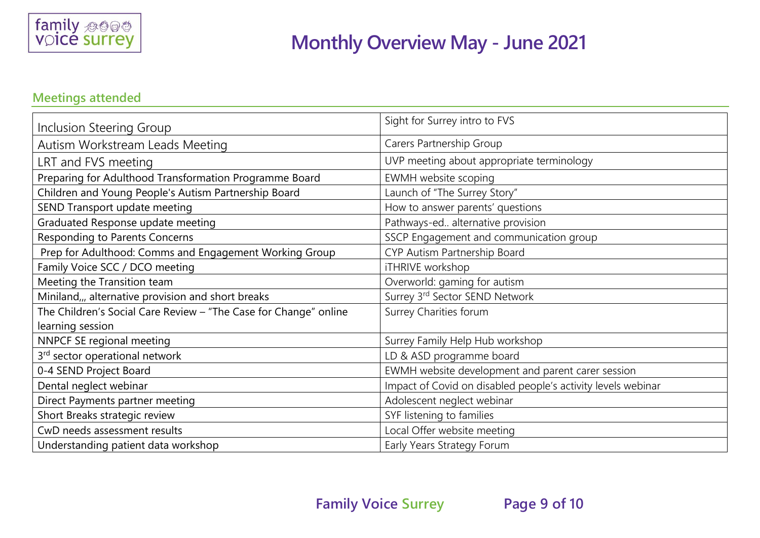# Monthly Overview May - June 2021

## Meetings attended

| | |
|---|---|
| Inclusion Steering Group | Sight for Surrey intro to FVS |
| Autism Workstream Leads Meeting | Carers Partnership Group |
| LRT and FVS meeting | UVP meeting about appropriate terminology |
| Preparing for Adulthood Transformation Programme Board | EWMH website scoping |
| Children and Young People's Autism Partnership Board | Launch of "The Surrey Story" |
| SEND Transport update meeting | How to answer parents' questions |
| Graduated Response update meeting | Pathways-ed.. alternative provision |
| Responding to Parents Concerns | SSCP Engagement and communication group |
| Prep for Adulthood: Comms and Engagement Working Group | CYP Autism Partnership Board |
| Family Voice SCC / DCO meeting | iTHRIVE workshop |
| Meeting the Transition team | Overworld: gaming for autism |
| Miniland,,, alternative provision and short breaks | Surrey 3rd Sector SEND Network |
| The Children's Social Care Review – "The Case for Change" online learning session | Surrey Charities forum |
| NNPCF SE regional meeting | Surrey Family Help Hub workshop |
| 3rd sector operational network | LD & ASD programme board |
| 0-4 SEND Project Board | EWMH website development and parent carer session |
| Dental neglect webinar | Impact of Covid on disabled people's activity levels webinar |
| Direct Payments partner meeting | Adolescent neglect webinar |
| Short Breaks strategic review | SYF listening to families |
| CwD needs assessment results | Local Offer website meeting |
| Understanding patient data workshop | Early Years Strategy Forum |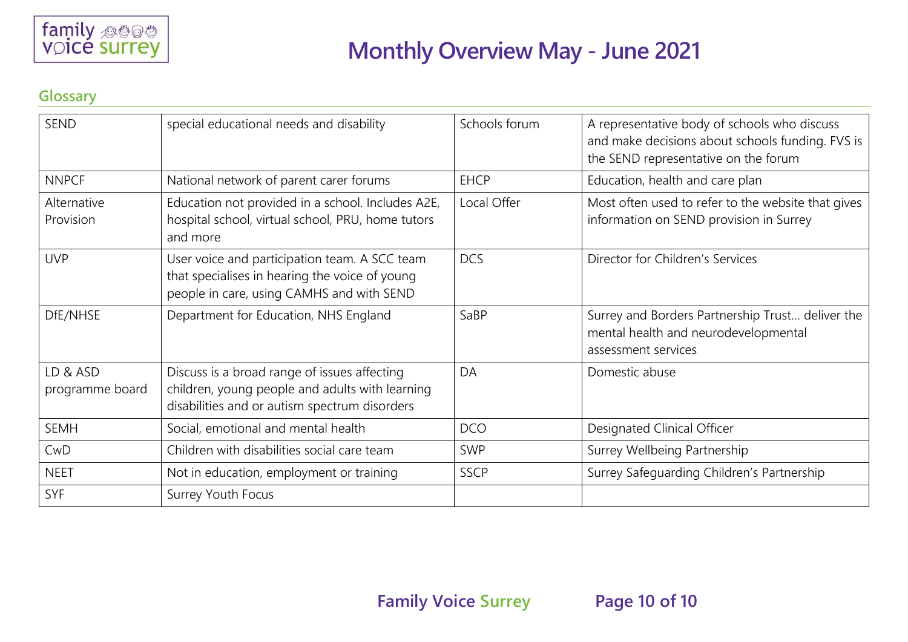# Monthly Overview May - June 2021

## Glossary

| | | | |
|---|---|---|---|
| SEND | special educational needs and disability | Schools forum | A representative body of schools who discuss and make decisions about schools funding. FVS is the SEND representative on the forum |
| NNPCF | National network of parent carer forums | EHCP | Education, health and care plan |
| Alternative Provision | Education not provided in a school. Includes A2E, hospital school, virtual school, PRU, home tutors and more | Local Offer | Most often used to refer to the website that gives information on SEND provision in Surrey |
| UVP | User voice and participation team. A SCC team that specialises in hearing the voice of young people in care, using CAMHS and with SEND | DCS | Director for Children's Services |
| DfE/NHSE | Department for Education, NHS England | SaBP | Surrey and Borders Partnership Trust… deliver the mental health and neurodevelopmental assessment services |
| LD & ASD programme board | Discuss is a broad range of issues affecting children, young people and adults with learning disabilities and or autism spectrum disorders | DA | Domestic abuse |
| SEMH | Social, emotional and mental health | DCO | Designated Clinical Officer |
| CwD | Children with disabilities social care team | SWP | Surrey Wellbeing Partnership |
| NEET | Not in education, employment or training | SSCP | Surrey Safeguarding Children's Partnership |
| SYF | Surrey Youth Focus | | |